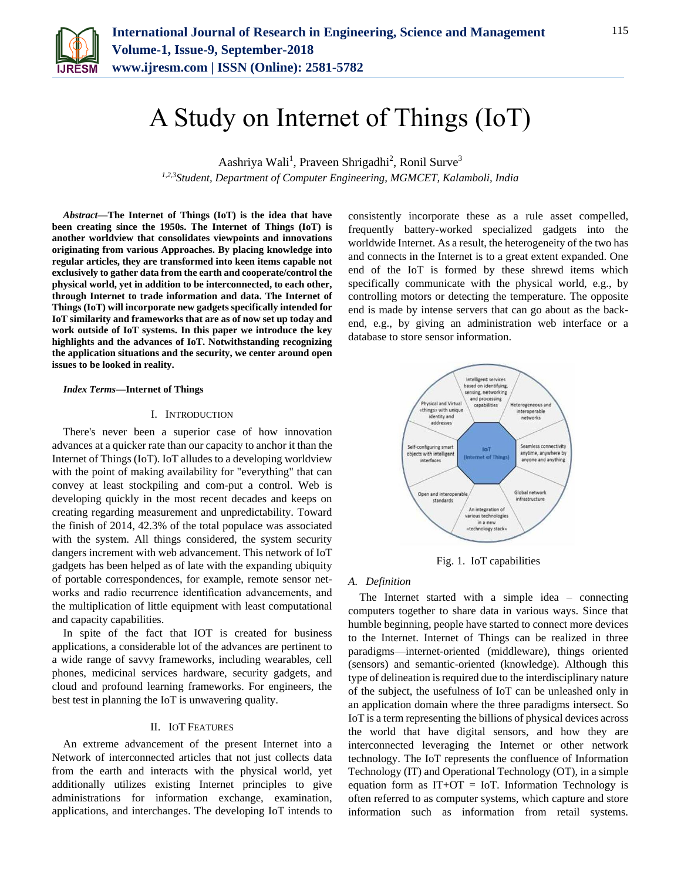# A Study on Internet of Things (IoT)

Aashriya Wali[1], Praveen Shrigadhi[2], Ronil Surve[3]

[1,2,3]*Student, Department of Computer Engineering, MGMCET, Kalamboli, India*

***Abstract*****—The Internet of Things (IoT) is the idea that have been creating since the 1950s. The Internet of Things (IoT) is another worldview that consolidates viewpoints and innovations originating from various Approaches. By placing knowledge into regular articles, they are transformed into keen items capable not exclusively to gather data from the earth and cooperate/control the physical world, yet in addition to be interconnected, to each other, through Internet to trade information and data. The Internet of Things (IoT) will incorporate new gadgets specifically intended for IoT similarity and frameworks that are as of now set up today and work outside of IoT systems. In this paper we introduce the key highlights and the advances of IoT. Notwithstanding recognizing the application situations and the security, we center around open issues to be looked in reality.**

***Index Terms*****—Internet of Things**

## I. Introduction

There's never been a superior case of how innovation advances at a quicker rate than our capacity to anchor it than the Internet of Things (IoT). IoT alludes to a developing worldview with the point of making availability for "everything" that can convey at least stockpiling and com-put a control. Web is developing quickly in the most recent decades and keeps on creating regarding measurement and unpredictability. Toward the finish of 2014, 42.3% of the total populace was associated with the system. All things considered, the system security dangers increment with web advancement. This network of IoT gadgets has been helped as of late with the expanding ubiquity of portable correspondences, for example, remote sensor net-works and radio recurrence identification advancements, and the multiplication of little equipment with least computational and capacity capabilities.

In spite of the fact that IOT is created for business applications, a considerable lot of the advances are pertinent to a wide range of savvy frameworks, including wearables, cell phones, medicinal services hardware, security gadgets, and cloud and profound learning frameworks. For engineers, the best test in planning the IoT is unwavering quality.

## II. IoT Features

An extreme advancement of the present Internet into a Network of interconnected articles that not just collects data from the earth and interacts with the physical world, yet additionally utilizes existing Internet principles to give administrations for information exchange, examination, applications, and interchanges. The developing IoT intends to consistently incorporate these as a rule asset compelled, frequently battery-worked specialized gadgets into the worldwide Internet. As a result, the heterogeneity of the two has and connects in the Internet is to a great extent expanded. One end of the IoT is formed by these shrewd items which specifically communicate with the physical world, e.g., by controlling motors or detecting the temperature. The opposite end is made by intense servers that can go about as the back-end, e.g., by giving an administration web interface or a database to store sensor information.

Fig. 1. IoT capabilities

### A. Definition

The Internet started with a simple idea – connecting computers together to share data in various ways. Since that humble beginning, people have started to connect more devices to the Internet. Internet of Things can be realized in three paradigms—internet-oriented (middleware), things oriented (sensors) and semantic-oriented (knowledge). Although this type of delineation is required due to the interdisciplinary nature of the subject, the usefulness of IoT can be unleashed only in an application domain where the three paradigms intersect. So IoT is a term representing the billions of physical devices across the world that have digital sensors, and how they are interconnected leveraging the Internet or other network technology. The IoT represents the confluence of Information Technology (IT) and Operational Technology (OT), in a simple equation form as IT+OT = IoT. Information Technology is often referred to as computer systems, which capture and store information such as information from retail systems.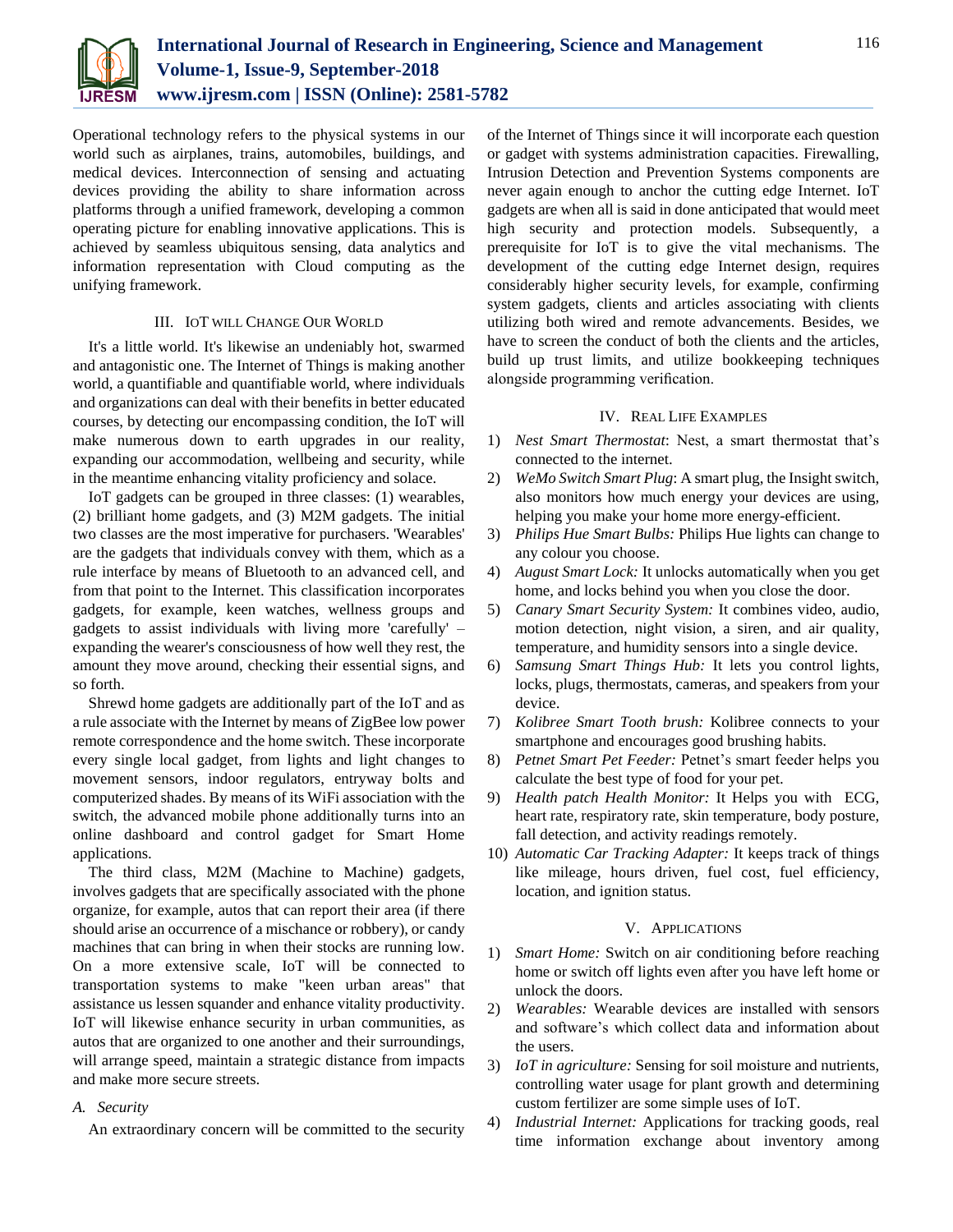Operational technology refers to the physical systems in our world such as airplanes, trains, automobiles, buildings, and medical devices. Interconnection of sensing and actuating devices providing the ability to share information across platforms through a unified framework, developing a common operating picture for enabling innovative applications. This is achieved by seamless ubiquitous sensing, data analytics and information representation with Cloud computing as the unifying framework.

## III. IoT Will Change Our World

It's a little world. It's likewise an undeniably hot, swarmed and antagonistic one. The Internet of Things is making another world, a quantifiable and quantifiable world, where individuals and organizations can deal with their benefits in better educated courses, by detecting our encompassing condition, the IoT will make numerous down to earth upgrades in our reality, expanding our accommodation, wellbeing and security, while in the meantime enhancing vitality proficiency and solace.

IoT gadgets can be grouped in three classes: (1) wearables, (2) brilliant home gadgets, and (3) M2M gadgets. The initial two classes are the most imperative for purchasers. 'Wearables' are the gadgets that individuals convey with them, which as a rule interface by means of Bluetooth to an advanced cell, and from that point to the Internet. This classification incorporates gadgets, for example, keen watches, wellness groups and gadgets to assist individuals with living more 'carefully' – expanding the wearer's consciousness of how well they rest, the amount they move around, checking their essential signs, and so forth.

Shrewd home gadgets are additionally part of the IoT and as a rule associate with the Internet by means of ZigBee low power remote correspondence and the home switch. These incorporate every single local gadget, from lights and light changes to movement sensors, indoor regulators, entryway bolts and computerized shades. By means of its WiFi association with the switch, the advanced mobile phone additionally turns into an online dashboard and control gadget for Smart Home applications.

The third class, M2M (Machine to Machine) gadgets, involves gadgets that are specifically associated with the phone organize, for example, autos that can report their area (if there should arise an occurrence of a mischance or robbery), or candy machines that can bring in when their stocks are running low. On a more extensive scale, IoT will be connected to transportation systems to make "keen urban areas" that assistance us lessen squander and enhance vitality productivity. IoT will likewise enhance security in urban communities, as autos that are organized to one another and their surroundings, will arrange speed, maintain a strategic distance from impacts and make more secure streets.

### A. Security

An extraordinary concern will be committed to the security of the Internet of Things since it will incorporate each question or gadget with systems administration capacities. Firewalling, Intrusion Detection and Prevention Systems components are never again enough to anchor the cutting edge Internet. IoT gadgets are when all is said in done anticipated that would meet high security and protection models. Subsequently, a prerequisite for IoT is to give the vital mechanisms. The development of the cutting edge Internet design, requires considerably higher security levels, for example, confirming system gadgets, clients and articles associating with clients utilizing both wired and remote advancements. Besides, we have to screen the conduct of both the clients and the articles, build up trust limits, and utilize bookkeeping techniques alongside programming verification.

## IV. Real Life Examples

1) *Nest Smart Thermostat*: Nest, a smart thermostat that's connected to the internet.
2) *WeMo Switch Smart Plug*: A smart plug, the Insight switch, also monitors how much energy your devices are using, helping you make your home more energy-efficient.
3) *Philips Hue Smart Bulbs:* Philips Hue lights can change to any colour you choose.
4) *August Smart Lock:* It unlocks automatically when you get home, and locks behind you when you close the door.
5) *Canary Smart Security System:* It combines video, audio, motion detection, night vision, a siren, and air quality, temperature, and humidity sensors into a single device.
6) *Samsung Smart Things Hub:* It lets you control lights, locks, plugs, thermostats, cameras, and speakers from your device.
7) *Kolibree Smart Tooth brush:* Kolibree connects to your smartphone and encourages good brushing habits.
8) *Petnet Smart Pet Feeder:* Petnet's smart feeder helps you calculate the best type of food for your pet.
9) *Health patch Health Monitor:* It Helps you with ECG, heart rate, respiratory rate, skin temperature, body posture, fall detection, and activity readings remotely.
10) *Automatic Car Tracking Adapter:* It keeps track of things like mileage, hours driven, fuel cost, fuel efficiency, location, and ignition status.

## V. Applications

1) *Smart Home:* Switch on air conditioning before reaching home or switch off lights even after you have left home or unlock the doors.
2) *Wearables:* Wearable devices are installed with sensors and software's which collect data and information about the users.
3) *IoT in agriculture:* Sensing for soil moisture and nutrients, controlling water usage for plant growth and determining custom fertilizer are some simple uses of IoT.
4) *Industrial Internet:* Applications for tracking goods, real time information exchange about inventory among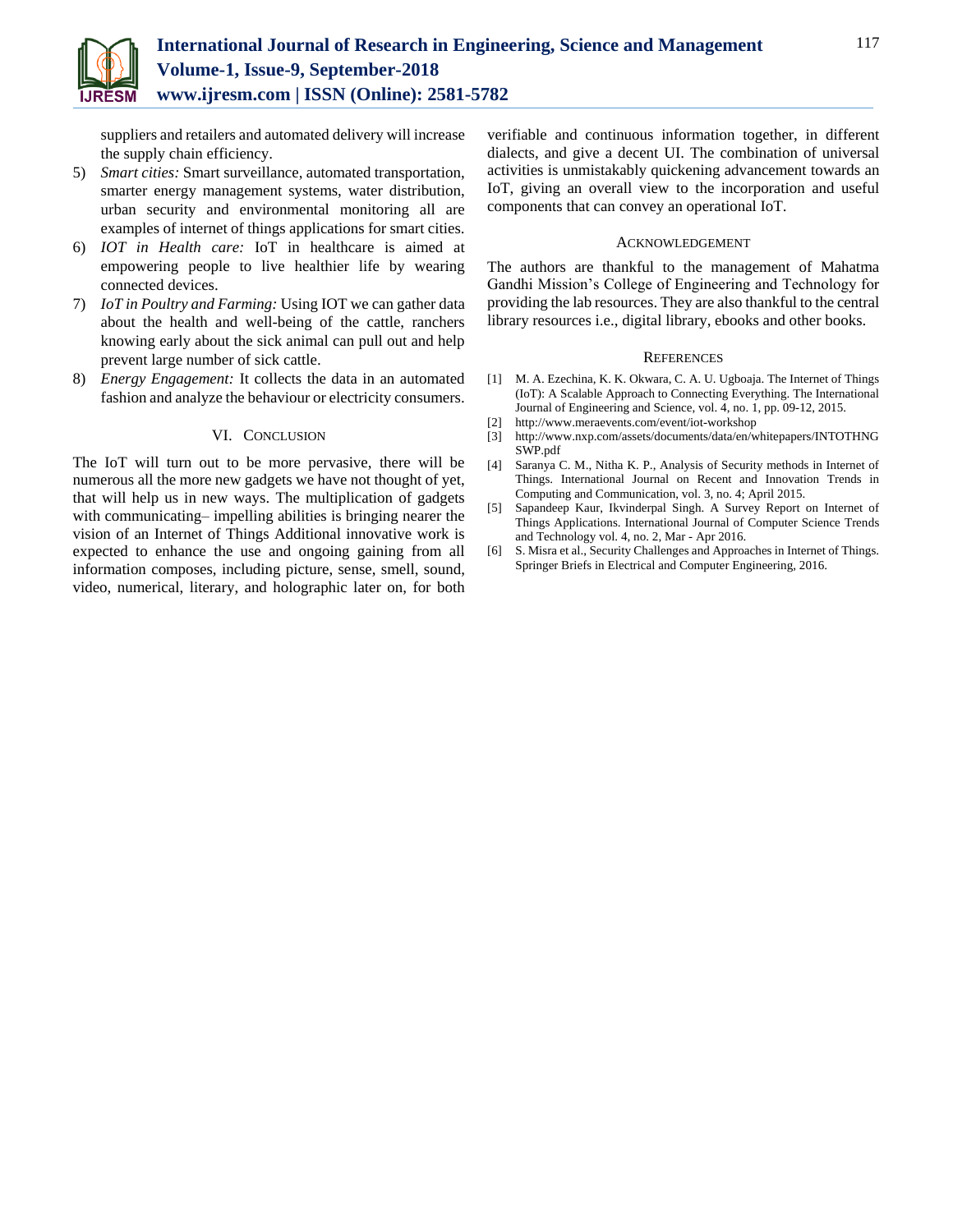suppliers and retailers and automated delivery will increase the supply chain efficiency.

5) *Smart cities:* Smart surveillance, automated transportation, smarter energy management systems, water distribution, urban security and environmental monitoring all are examples of internet of things applications for smart cities.
6) *IOT in Health care:* IoT in healthcare is aimed at empowering people to live healthier life by wearing connected devices.
7) *IoT in Poultry and Farming:* Using IOT we can gather data about the health and well-being of the cattle, ranchers knowing early about the sick animal can pull out and help prevent large number of sick cattle.
8) *Energy Engagement:* It collects the data in an automated fashion and analyze the behaviour or electricity consumers.

## VI. CONCLUSION

The IoT will turn out to be more pervasive, there will be numerous all the more new gadgets we have not thought of yet, that will help us in new ways. The multiplication of gadgets with communicating– impelling abilities is bringing nearer the vision of an Internet of Things Additional innovative work is expected to enhance the use and ongoing gaining from all information composes, including picture, sense, smell, sound, video, numerical, literary, and holographic later on, for both verifiable and continuous information together, in different dialects, and give a decent UI. The combination of universal activities is unmistakably quickening advancement towards an IoT, giving an overall view to the incorporation and useful components that can convey an operational IoT.

## ACKNOWLEDGEMENT

The authors are thankful to the management of Mahatma Gandhi Mission's College of Engineering and Technology for providing the lab resources. They are also thankful to the central library resources i.e., digital library, ebooks and other books.

## REFERENCES

[1] M. A. Ezechina, K. K. Okwara, C. A. U. Ugboaja. The Internet of Things (IoT): A Scalable Approach to Connecting Everything. The International Journal of Engineering and Science, vol. 4, no. 1, pp. 09-12, 2015.

[2] http://www.meraevents.com/event/iot-workshop

[3] http://www.nxp.com/assets/documents/data/en/whitepapers/INTOTHNGSWP.pdf

[4] Saranya C. M., Nitha K. P., Analysis of Security methods in Internet of Things. International Journal on Recent and Innovation Trends in Computing and Communication, vol. 3, no. 4; April 2015.

[5] Sapandeep Kaur, Ikvinderpal Singh. A Survey Report on Internet of Things Applications. International Journal of Computer Science Trends and Technology vol. 4, no. 2, Mar - Apr 2016.

[6] S. Misra et al., Security Challenges and Approaches in Internet of Things. Springer Briefs in Electrical and Computer Engineering, 2016.